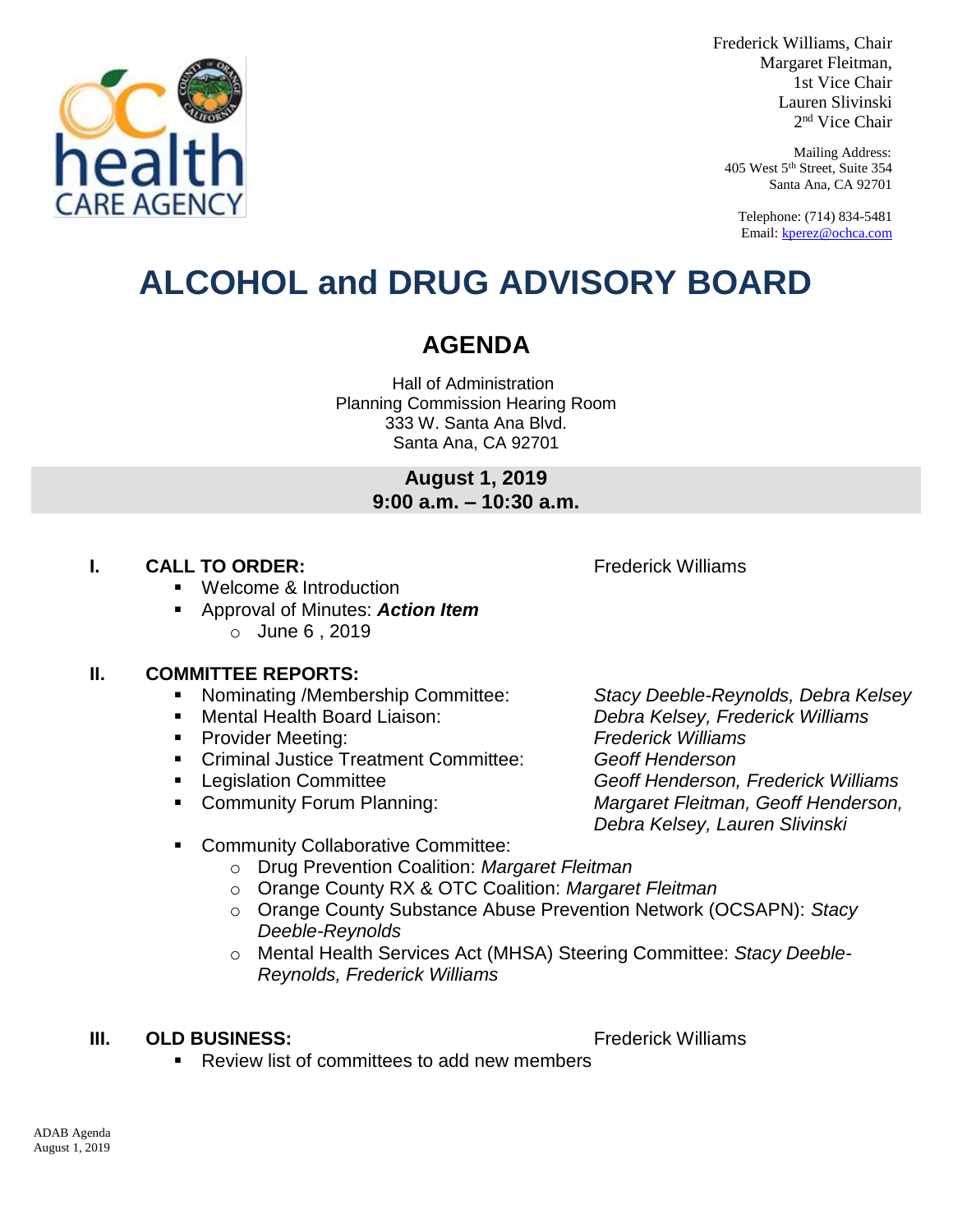Frederick Williams, Chair
Margaret Fleitman, 1st Vice Chair
Lauren Slivinski, 2nd Vice Chair

Mailing Address:
405 West 5th Street, Suite 354
Santa Ana, CA 92701

Telephone: (714) 834-5481
Email: kperez@ochca.com

# ALCOHOL and DRUG ADVISORY BOARD

## AGENDA

Hall of Administration
Planning Commission Hearing Room
333 W. Santa Ana Blvd.
Santa Ana, CA 92701

**August 1, 2019**
**9:00 a.m. – 10:30 a.m.**

**I. CALL TO ORDER:** Frederick Williams

- Welcome & Introduction
- Approval of Minutes: ***Action Item***
  - June 6 , 2019

**II. COMMITTEE REPORTS:**

- Nominating /Membership Committee: *Stacy Deeble-Reynolds, Debra Kelsey*
- Mental Health Board Liaison: *Debra Kelsey, Frederick Williams*
- Provider Meeting: *Frederick Williams*
- Criminal Justice Treatment Committee: *Geoff Henderson*
- Legislation Committee *Geoff Henderson, Frederick Williams*
- Community Forum Planning: *Margaret Fleitman, Geoff Henderson, Debra Kelsey, Lauren Slivinski*
- Community Collaborative Committee:
  - Drug Prevention Coalition: *Margaret Fleitman*
  - Orange County RX & OTC Coalition: *Margaret Fleitman*
  - Orange County Substance Abuse Prevention Network (OCSAPN): *Stacy Deeble-Reynolds*
  - Mental Health Services Act (MHSA) Steering Committee: *Stacy Deeble-Reynolds, Frederick Williams*

**III. OLD BUSINESS:** Frederick Williams

- Review list of committees to add new members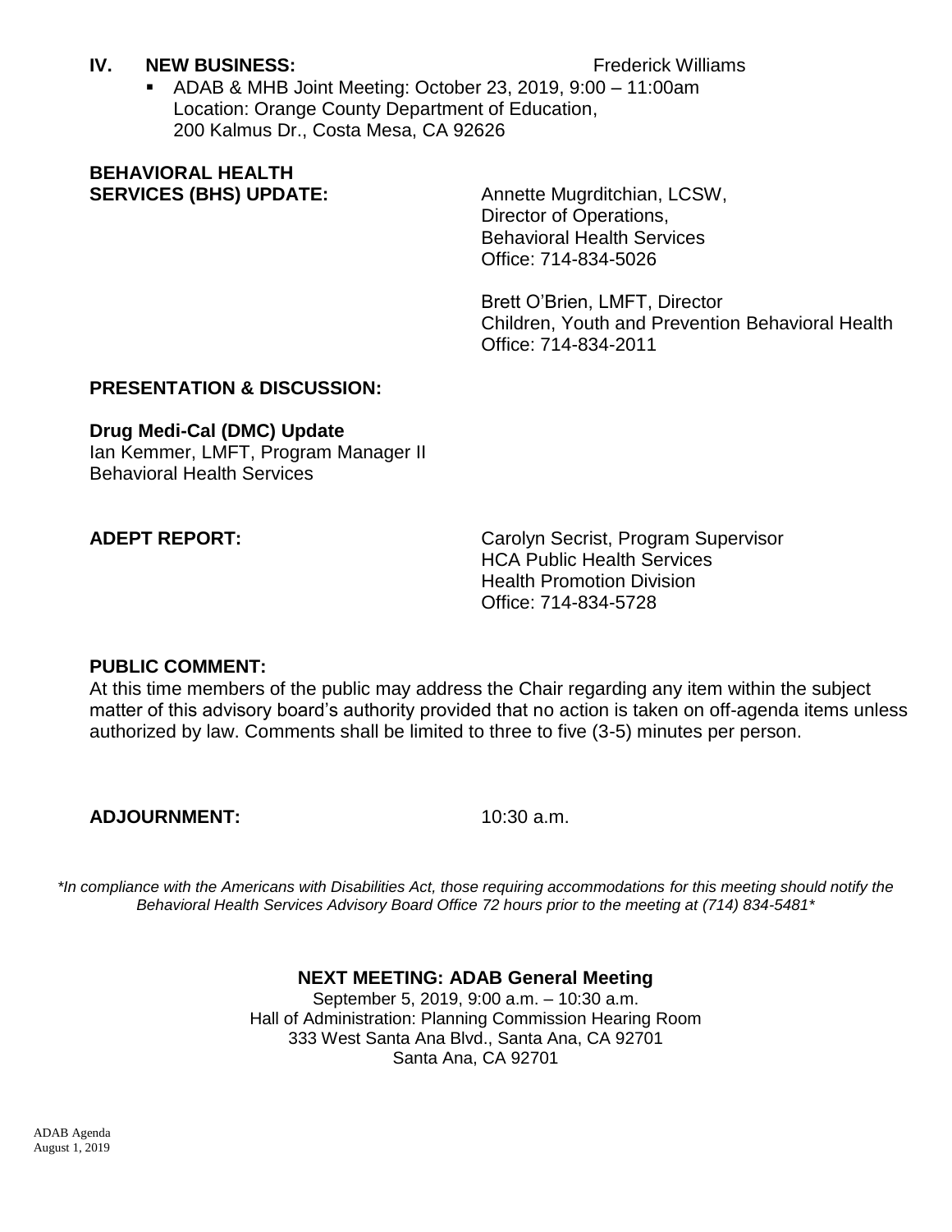**IV. NEW BUSINESS:** Frederick Williams

- ADAB & MHB Joint Meeting: October 23, 2019, 9:00 – 11:00am
  Location: Orange County Department of Education,
  200 Kalmus Dr., Costa Mesa, CA 92626

**BEHAVIORAL HEALTH SERVICES (BHS) UPDATE:**

Annette Mugrditchian, LCSW,
Director of Operations,
Behavioral Health Services
Office: 714-834-5026

Brett O'Brien, LMFT, Director
Children, Youth and Prevention Behavioral Health
Office: 714-834-2011

**PRESENTATION & DISCUSSION:**

**Drug Medi-Cal (DMC) Update**
Ian Kemmer, LMFT, Program Manager II
Behavioral Health Services

**ADEPT REPORT:**

Carolyn Secrist, Program Supervisor
HCA Public Health Services
Health Promotion Division
Office: 714-834-5728

**PUBLIC COMMENT:**
At this time members of the public may address the Chair regarding any item within the subject matter of this advisory board's authority provided that no action is taken on off-agenda items unless authorized by law. Comments shall be limited to three to five (3-5) minutes per person.

**ADJOURNMENT:** 10:30 a.m.

*\*In compliance with the Americans with Disabilities Act, those requiring accommodations for this meeting should notify the Behavioral Health Services Advisory Board Office 72 hours prior to the meeting at (714) 834-5481\**

**NEXT MEETING: ADAB General Meeting**
September 5, 2019, 9:00 a.m. – 10:30 a.m.
Hall of Administration: Planning Commission Hearing Room
333 West Santa Ana Blvd., Santa Ana, CA 92701
Santa Ana, CA 92701